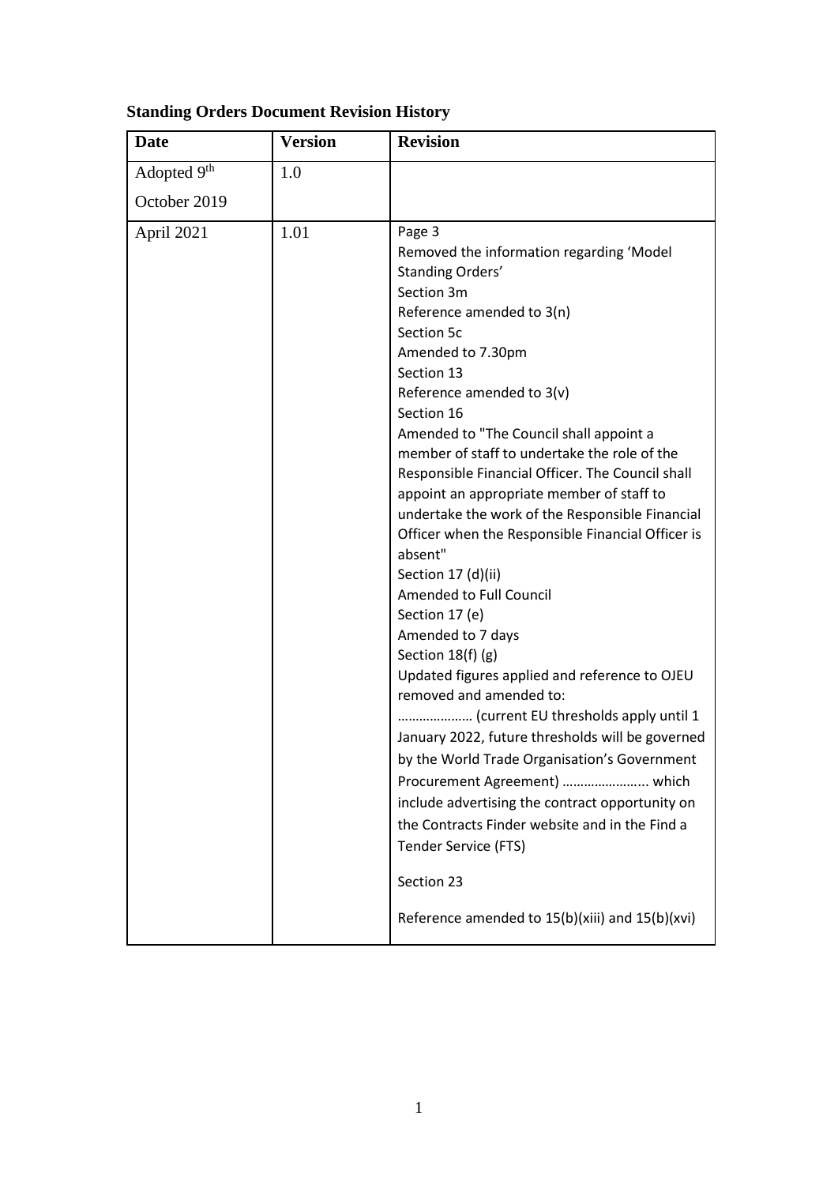**Standing Orders Document Revision History**

| Date | Version | Revision |
| --- | --- | --- |
| Adopted 9th October 2019 | 1.0 | |
| April 2021 | 1.01 | Page 3<br>Removed the information regarding 'Model Standing Orders'<br>Section 3m<br>Reference amended to 3(n)<br>Section 5c<br>Amended to 7.30pm<br>Section 13<br>Reference amended to 3(v)<br>Section 16<br>Amended to "The Council shall appoint a member of staff to undertake the role of the Responsible Financial Officer. The Council shall appoint an appropriate member of staff to undertake the work of the Responsible Financial Officer when the Responsible Financial Officer is absent"<br>Section 17 (d)(ii)<br>Amended to Full Council<br>Section 17 (e)<br>Amended to 7 days<br>Section 18(f) (g)<br>Updated figures applied and reference to OJEU removed and amended to:<br>………………… (current EU thresholds apply until 1 January 2022, future thresholds will be governed by the World Trade Organisation's Government Procurement Agreement) ………………….. which include advertising the contract opportunity on the Contracts Finder website and in the Find a Tender Service (FTS)<br>Section 23<br>Reference amended to 15(b)(xiii) and 15(b)(xvi) |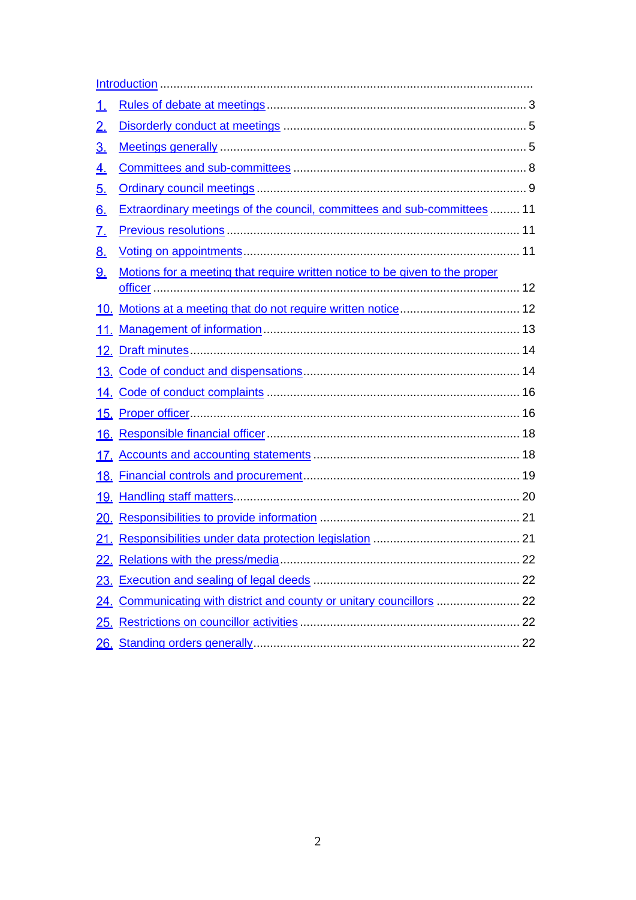[Introduction](#) ..........................................................................................................

1. [Rules of debate at meetings](#) .......................................................................... 3
2. [Disorderly conduct at meetings](#) ..................................................................... 5
3. [Meetings generally](#) ........................................................................................ 5
4. [Committees and sub-committees](#) .................................................................. 8
5. [Ordinary council meetings](#) .............................................................................. 9
6. [Extraordinary meetings of the council, committees and sub-committees](#) ......... 11
7. [Previous resolutions](#) ...................................................................................... 11
8. [Voting on appointments](#) ................................................................................. 11
9. [Motions for a meeting that require written notice to be given to the proper officer](#) ......................................................................................................... 12
10. [Motions at a meeting that do not require written notice](#) .................................. 12
11. [Management of information](#) ........................................................................... 13
12. [Draft minutes](#) ................................................................................................. 14
13. [Code of conduct and dispensations](#) ................................................................ 14
14. [Code of conduct complaints](#) .......................................................................... 16
15. [Proper officer](#) ................................................................................................ 16
16. [Responsible financial officer](#) .......................................................................... 18
17. [Accounts and accounting statements](#) ............................................................. 18
18. [Financial controls and procurement](#) ................................................................ 19
19. [Handling staff matters](#) .................................................................................... 20
20. [Responsibilities to provide information](#) .......................................................... 21
21. [Responsibilities under data protection legislation](#) ........................................... 21
22. [Relations with the press/media](#) ...................................................................... 22
23. [Execution and sealing of legal deeds](#) ............................................................ 22
24. [Communicating with district and county or unitary councillors](#) ....................... 22
25. [Restrictions on councillor activities](#) ................................................................ 22
26. [Standing orders generally](#) .............................................................................. 22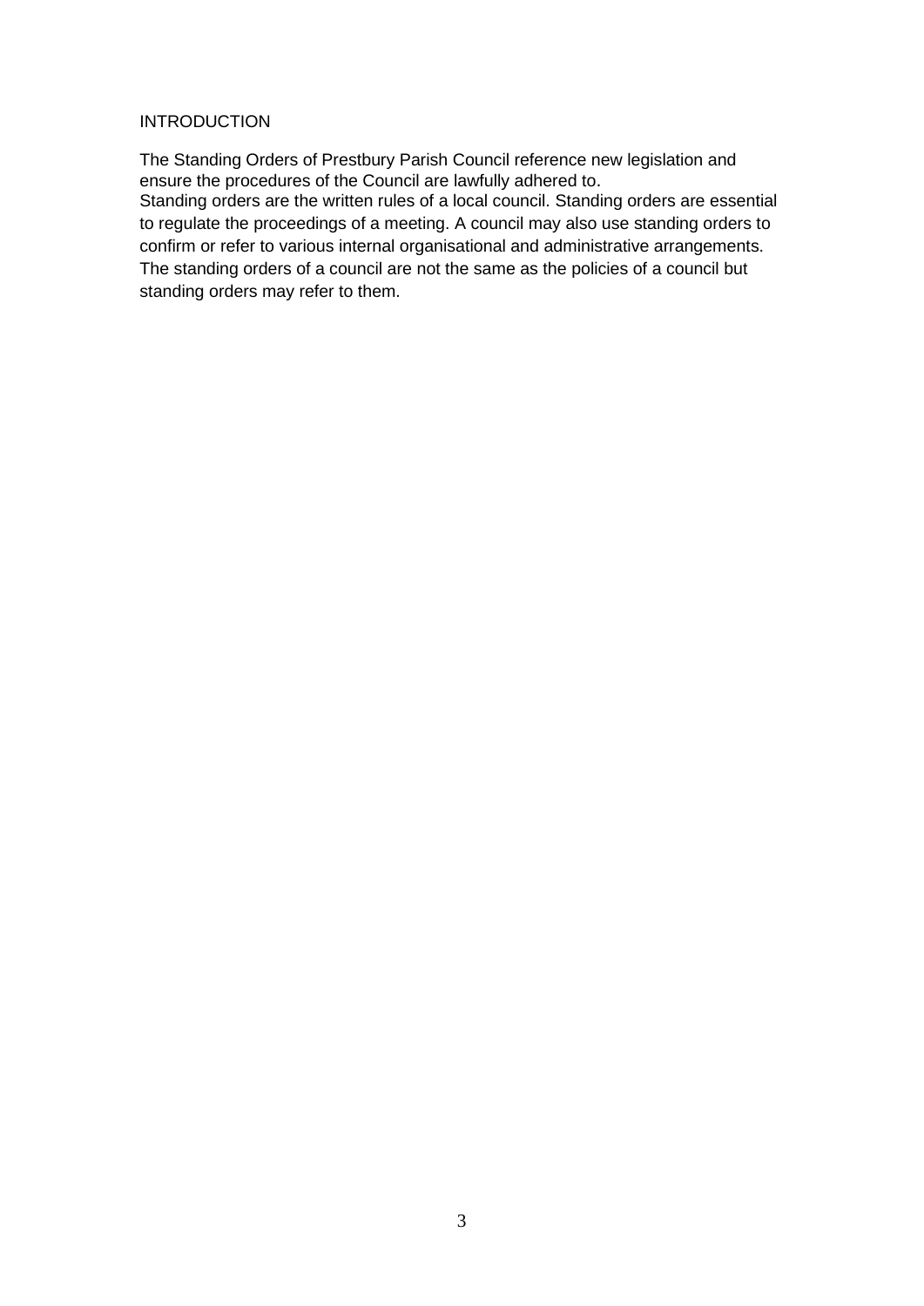# INTRODUCTION

The Standing Orders of Prestbury Parish Council reference new legislation and ensure the procedures of the Council are lawfully adhered to.

Standing orders are the written rules of a local council. Standing orders are essential to regulate the proceedings of a meeting. A council may also use standing orders to confirm or refer to various internal organisational and administrative arrangements. The standing orders of a council are not the same as the policies of a council but standing orders may refer to them.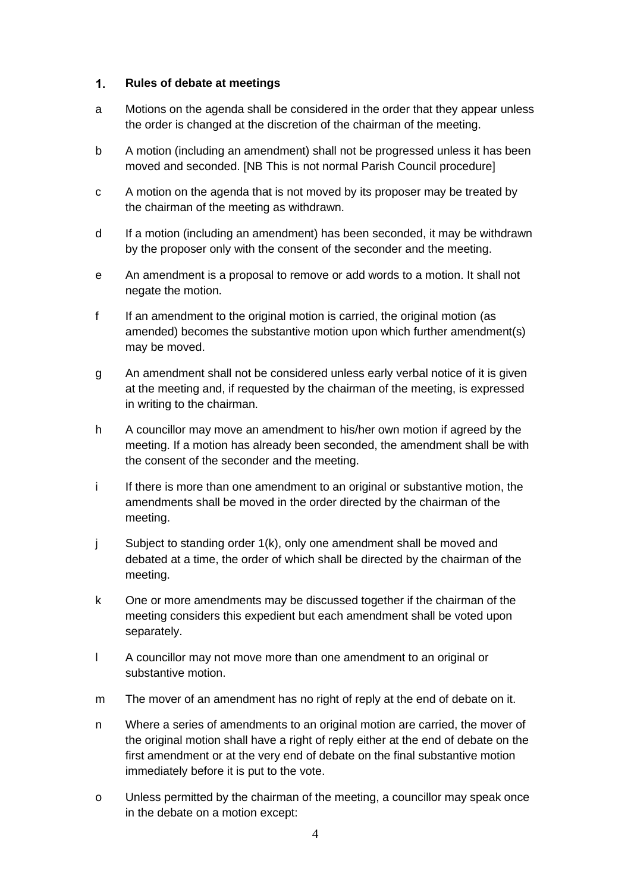## 1. Rules of debate at meetings

a Motions on the agenda shall be considered in the order that they appear unless the order is changed at the discretion of the chairman of the meeting.

b A motion (including an amendment) shall not be progressed unless it has been moved and seconded. [NB This is not normal Parish Council procedure]

c A motion on the agenda that is not moved by its proposer may be treated by the chairman of the meeting as withdrawn.

d If a motion (including an amendment) has been seconded, it may be withdrawn by the proposer only with the consent of the seconder and the meeting.

e An amendment is a proposal to remove or add words to a motion. It shall not negate the motion.

f If an amendment to the original motion is carried, the original motion (as amended) becomes the substantive motion upon which further amendment(s) may be moved.

g An amendment shall not be considered unless early verbal notice of it is given at the meeting and, if requested by the chairman of the meeting, is expressed in writing to the chairman.

h A councillor may move an amendment to his/her own motion if agreed by the meeting. If a motion has already been seconded, the amendment shall be with the consent of the seconder and the meeting.

i If there is more than one amendment to an original or substantive motion, the amendments shall be moved in the order directed by the chairman of the meeting.

j Subject to standing order 1(k), only one amendment shall be moved and debated at a time, the order of which shall be directed by the chairman of the meeting.

k One or more amendments may be discussed together if the chairman of the meeting considers this expedient but each amendment shall be voted upon separately.

l A councillor may not move more than one amendment to an original or substantive motion.

m The mover of an amendment has no right of reply at the end of debate on it.

n Where a series of amendments to an original motion are carried, the mover of the original motion shall have a right of reply either at the end of debate on the first amendment or at the very end of debate on the final substantive motion immediately before it is put to the vote.

o Unless permitted by the chairman of the meeting, a councillor may speak once in the debate on a motion except: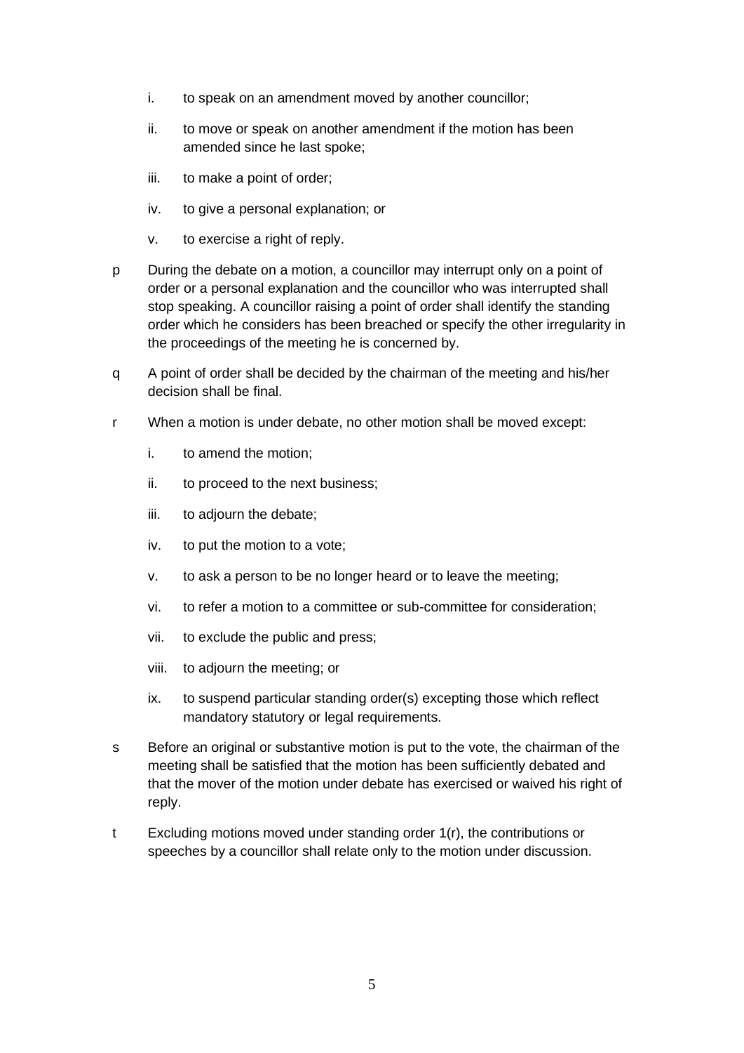i. to speak on an amendment moved by another councillor;

ii. to move or speak on another amendment if the motion has been amended since he last spoke;

iii. to make a point of order;

iv. to give a personal explanation; or

v. to exercise a right of reply.

p During the debate on a motion, a councillor may interrupt only on a point of order or a personal explanation and the councillor who was interrupted shall stop speaking. A councillor raising a point of order shall identify the standing order which he considers has been breached or specify the other irregularity in the proceedings of the meeting he is concerned by.

q A point of order shall be decided by the chairman of the meeting and his/her decision shall be final.

r When a motion is under debate, no other motion shall be moved except:

i. to amend the motion;

ii. to proceed to the next business;

iii. to adjourn the debate;

iv. to put the motion to a vote;

v. to ask a person to be no longer heard or to leave the meeting;

vi. to refer a motion to a committee or sub-committee for consideration;

vii. to exclude the public and press;

viii. to adjourn the meeting; or

ix. to suspend particular standing order(s) excepting those which reflect mandatory statutory or legal requirements.

s Before an original or substantive motion is put to the vote, the chairman of the meeting shall be satisfied that the motion has been sufficiently debated and that the mover of the motion under debate has exercised or waived his right of reply.

t Excluding motions moved under standing order 1(r), the contributions or speeches by a councillor shall relate only to the motion under discussion.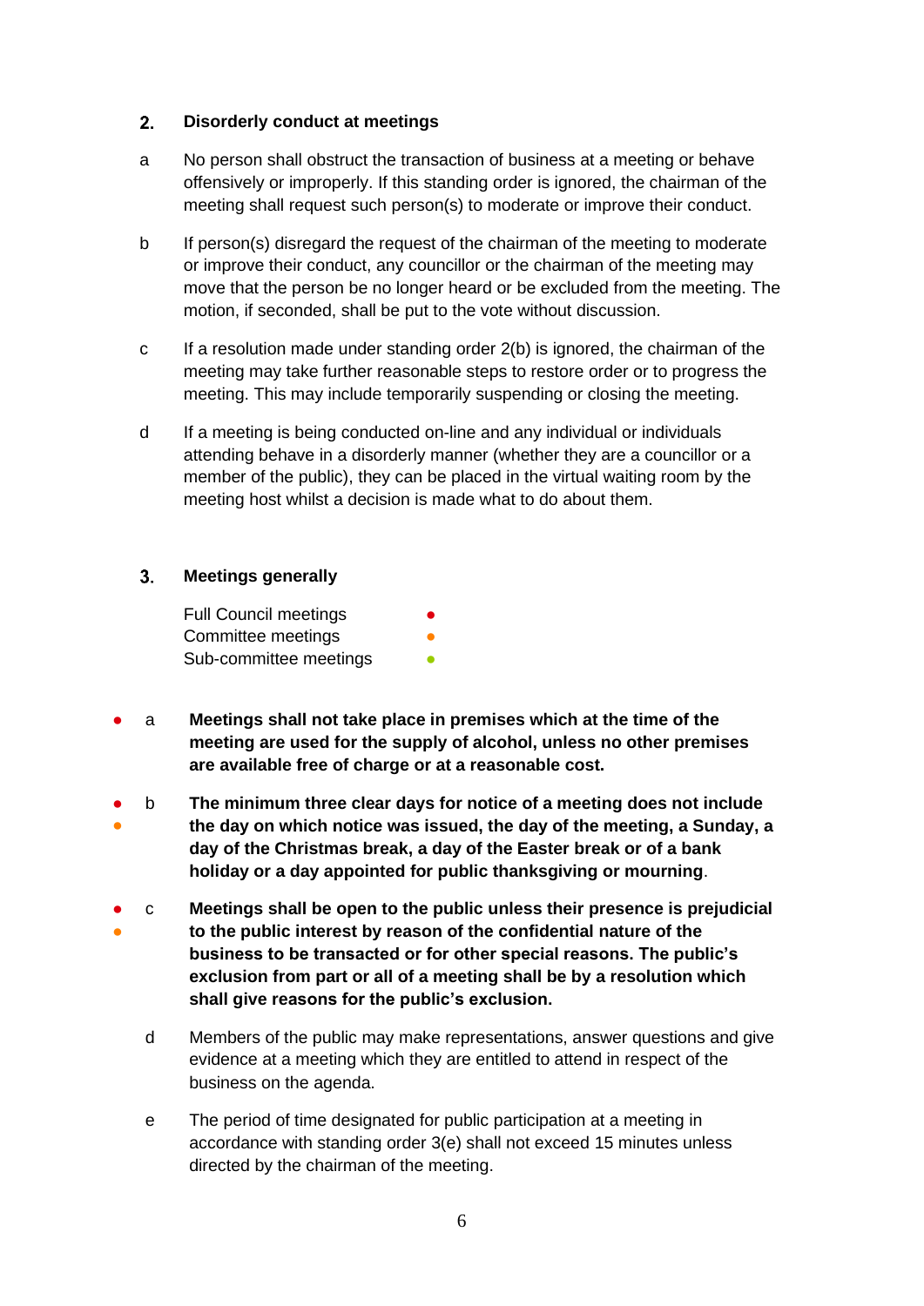## 2. Disorderly conduct at meetings

a No person shall obstruct the transaction of business at a meeting or behave offensively or improperly. If this standing order is ignored, the chairman of the meeting shall request such person(s) to moderate or improve their conduct.

b If person(s) disregard the request of the chairman of the meeting to moderate or improve their conduct, any councillor or the chairman of the meeting may move that the person be no longer heard or be excluded from the meeting. The motion, if seconded, shall be put to the vote without discussion.

c If a resolution made under standing order 2(b) is ignored, the chairman of the meeting may take further reasonable steps to restore order or to progress the meeting. This may include temporarily suspending or closing the meeting.

d If a meeting is being conducted on-line and any individual or individuals attending behave in a disorderly manner (whether they are a councillor or a member of the public), they can be placed in the virtual waiting room by the meeting host whilst a decision is made what to do about them.

## 3. Meetings generally

Full Council meetings ●
Committee meetings ●
Sub-committee meetings ●

● a **Meetings shall not take place in premises which at the time of the meeting are used for the supply of alcohol, unless no other premises are available free of charge or at a reasonable cost.**

● ● b **The minimum three clear days for notice of a meeting does not include the day on which notice was issued, the day of the meeting, a Sunday, a day of the Christmas break, a day of the Easter break or of a bank holiday or a day appointed for public thanksgiving or mourning**.

● ● c **Meetings shall be open to the public unless their presence is prejudicial to the public interest by reason of the confidential nature of the business to be transacted or for other special reasons. The public's exclusion from part or all of a meeting shall be by a resolution which shall give reasons for the public's exclusion.**

d Members of the public may make representations, answer questions and give evidence at a meeting which they are entitled to attend in respect of the business on the agenda.

e The period of time designated for public participation at a meeting in accordance with standing order 3(e) shall not exceed 15 minutes unless directed by the chairman of the meeting.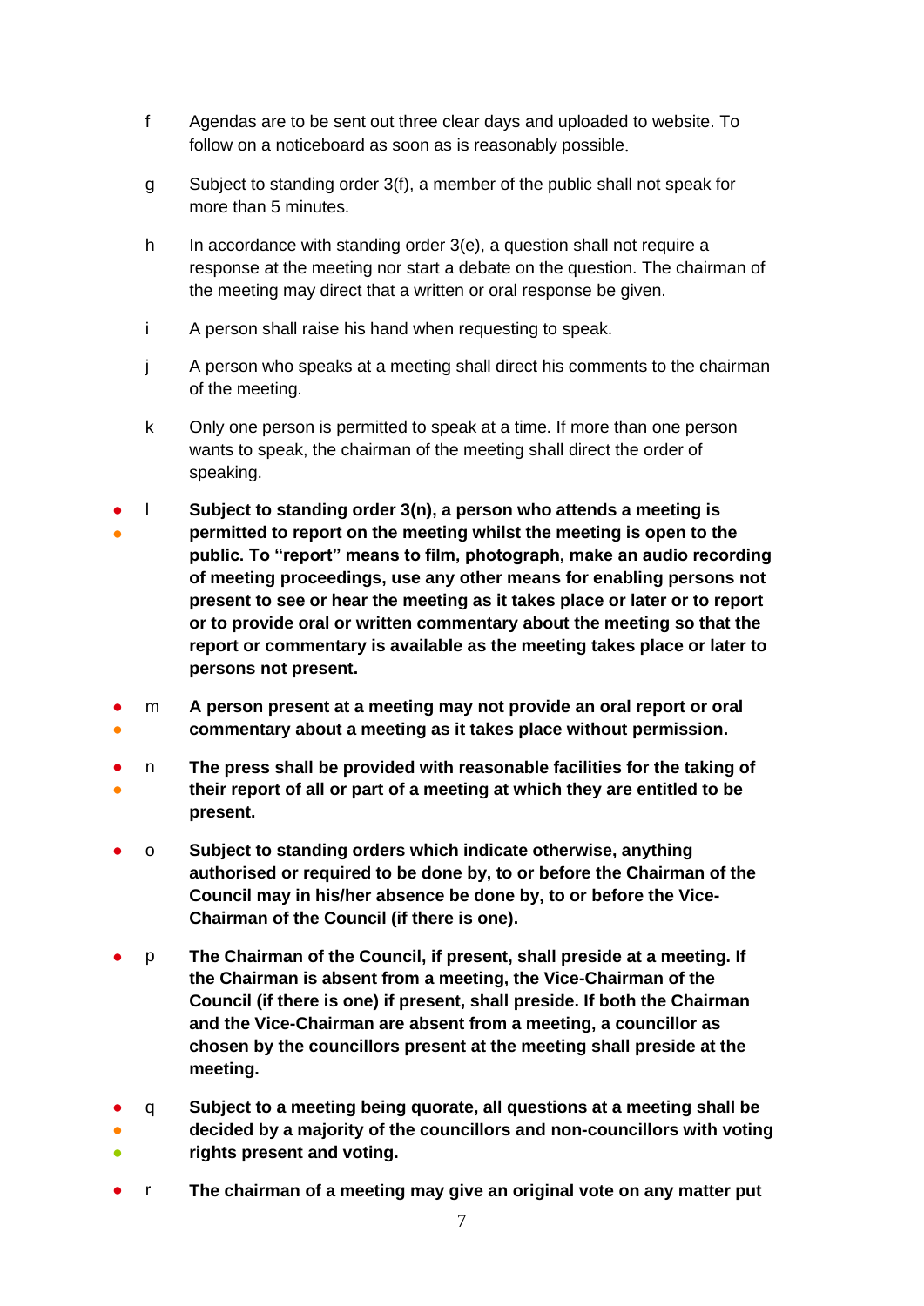f Agendas are to be sent out three clear days and uploaded to website. To follow on a noticeboard as soon as is reasonably possible.

g Subject to standing order 3(f), a member of the public shall not speak for more than 5 minutes.

h In accordance with standing order 3(e), a question shall not require a response at the meeting nor start a debate on the question. The chairman of the meeting may direct that a written or oral response be given.

i A person shall raise his hand when requesting to speak.

j A person who speaks at a meeting shall direct his comments to the chairman of the meeting.

k Only one person is permitted to speak at a time. If more than one person wants to speak, the chairman of the meeting shall direct the order of speaking.

● ● l **Subject to standing order 3(n), a person who attends a meeting is permitted to report on the meeting whilst the meeting is open to the public. To "report" means to film, photograph, make an audio recording of meeting proceedings, use any other means for enabling persons not present to see or hear the meeting as it takes place or later or to report or to provide oral or written commentary about the meeting so that the report or commentary is available as the meeting takes place or later to persons not present.**

● ● m **A person present at a meeting may not provide an oral report or oral commentary about a meeting as it takes place without permission.**

● ● n **The press shall be provided with reasonable facilities for the taking of their report of all or part of a meeting at which they are entitled to be present.**

● o **Subject to standing orders which indicate otherwise, anything authorised or required to be done by, to or before the Chairman of the Council may in his/her absence be done by, to or before the Vice-Chairman of the Council (if there is one).**

● p **The Chairman of the Council, if present, shall preside at a meeting. If the Chairman is absent from a meeting, the Vice-Chairman of the Council (if there is one) if present, shall preside. If both the Chairman and the Vice-Chairman are absent from a meeting, a councillor as chosen by the councillors present at the meeting shall preside at the meeting.**

● ● ● q **Subject to a meeting being quorate, all questions at a meeting shall be decided by a majority of the councillors and non-councillors with voting rights present and voting.**

● r **The chairman of a meeting may give an original vote on any matter put**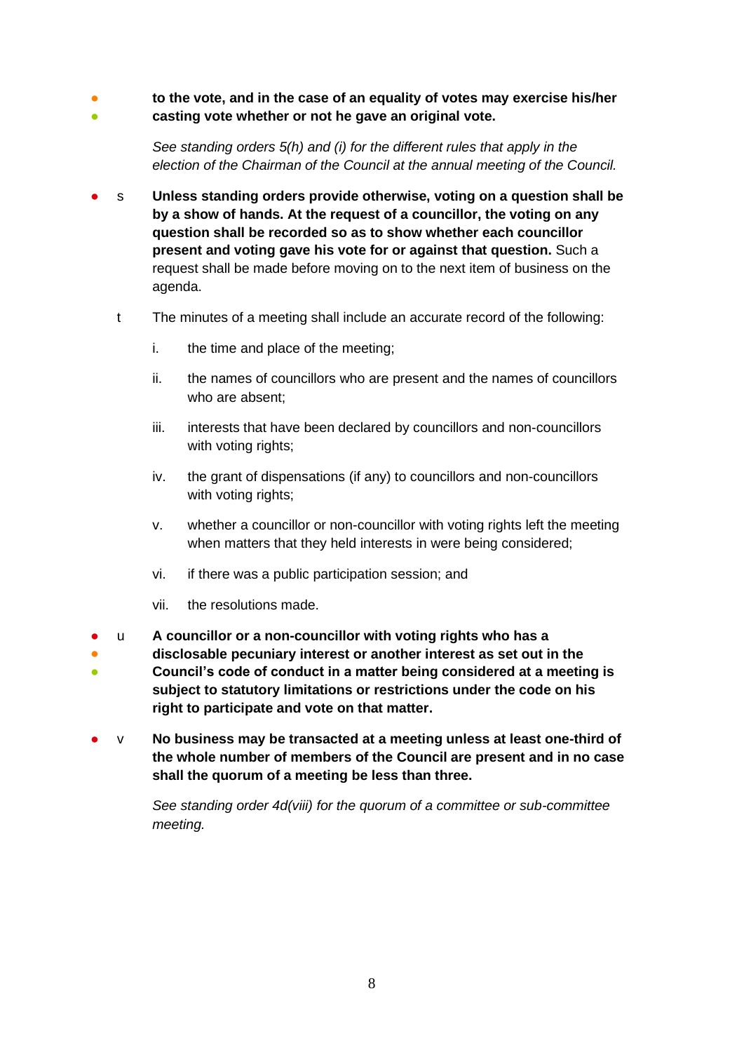**to the vote, and in the case of an equality of votes may exercise his/her casting vote whether or not he gave an original vote.**

*See standing orders 5(h) and (i) for the different rules that apply in the election of the Chairman of the Council at the annual meeting of the Council.*

s **Unless standing orders provide otherwise, voting on a question shall be by a show of hands. At the request of a councillor, the voting on any question shall be recorded so as to show whether each councillor present and voting gave his vote for or against that question.** Such a request shall be made before moving on to the next item of business on the agenda.

t The minutes of a meeting shall include an accurate record of the following:

i. the time and place of the meeting;

ii. the names of councillors who are present and the names of councillors who are absent;

iii. interests that have been declared by councillors and non-councillors with voting rights;

iv. the grant of dispensations (if any) to councillors and non-councillors with voting rights;

v. whether a councillor or non-councillor with voting rights left the meeting when matters that they held interests in were being considered;

vi. if there was a public participation session; and

vii. the resolutions made.

u **A councillor or a non-councillor with voting rights who has a disclosable pecuniary interest or another interest as set out in the Council's code of conduct in a matter being considered at a meeting is subject to statutory limitations or restrictions under the code on his right to participate and vote on that matter.**

v **No business may be transacted at a meeting unless at least one-third of the whole number of members of the Council are present and in no case shall the quorum of a meeting be less than three.**

*See standing order 4d(viii) for the quorum of a committee or sub-committee meeting.*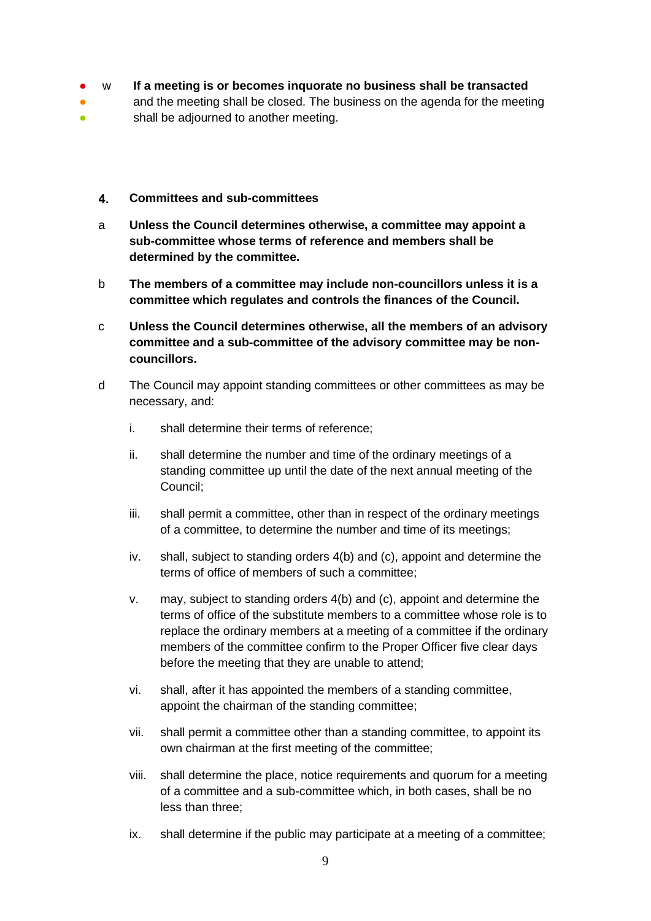w **If a meeting is or becomes inquorate no business shall be transacted** and the meeting shall be closed. The business on the agenda for the meeting shall be adjourned to another meeting.

## 4. Committees and sub-committees

a **Unless the Council determines otherwise, a committee may appoint a sub-committee whose terms of reference and members shall be determined by the committee.**

b **The members of a committee may include non-councillors unless it is a committee which regulates and controls the finances of the Council.**

c **Unless the Council determines otherwise, all the members of an advisory committee and a sub-committee of the advisory committee may be non-councillors.**

d The Council may appoint standing committees or other committees as may be necessary, and:

i. shall determine their terms of reference;

ii. shall determine the number and time of the ordinary meetings of a standing committee up until the date of the next annual meeting of the Council;

iii. shall permit a committee, other than in respect of the ordinary meetings of a committee, to determine the number and time of its meetings;

iv. shall, subject to standing orders 4(b) and (c), appoint and determine the terms of office of members of such a committee;

v. may, subject to standing orders 4(b) and (c), appoint and determine the terms of office of the substitute members to a committee whose role is to replace the ordinary members at a meeting of a committee if the ordinary members of the committee confirm to the Proper Officer five clear days before the meeting that they are unable to attend;

vi. shall, after it has appointed the members of a standing committee, appoint the chairman of the standing committee;

vii. shall permit a committee other than a standing committee, to appoint its own chairman at the first meeting of the committee;

viii. shall determine the place, notice requirements and quorum for a meeting of a committee and a sub-committee which, in both cases, shall be no less than three;

ix. shall determine if the public may participate at a meeting of a committee;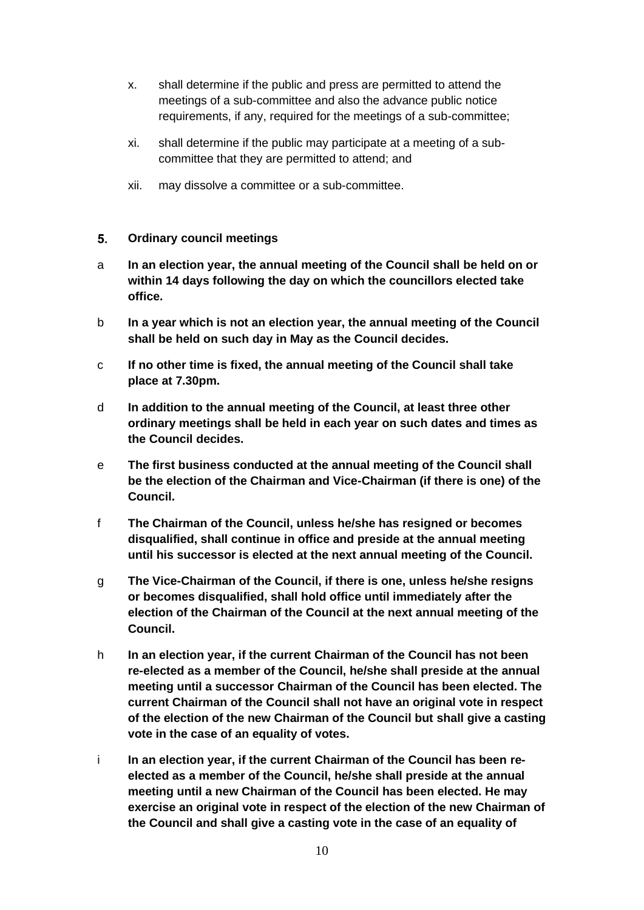x. shall determine if the public and press are permitted to attend the meetings of a sub-committee and also the advance public notice requirements, if any, required for the meetings of a sub-committee;

xi. shall determine if the public may participate at a meeting of a sub-committee that they are permitted to attend; and

xii. may dissolve a committee or a sub-committee.

## 5. Ordinary council meetings

a **In an election year, the annual meeting of the Council shall be held on or within 14 days following the day on which the councillors elected take office.**

b **In a year which is not an election year, the annual meeting of the Council shall be held on such day in May as the Council decides.**

c **If no other time is fixed, the annual meeting of the Council shall take place at 7.30pm.**

d **In addition to the annual meeting of the Council, at least three other ordinary meetings shall be held in each year on such dates and times as the Council decides.**

e **The first business conducted at the annual meeting of the Council shall be the election of the Chairman and Vice-Chairman (if there is one) of the Council.**

f **The Chairman of the Council, unless he/she has resigned or becomes disqualified, shall continue in office and preside at the annual meeting until his successor is elected at the next annual meeting of the Council.**

g **The Vice-Chairman of the Council, if there is one, unless he/she resigns or becomes disqualified, shall hold office until immediately after the election of the Chairman of the Council at the next annual meeting of the Council.**

h **In an election year, if the current Chairman of the Council has not been re-elected as a member of the Council, he/she shall preside at the annual meeting until a successor Chairman of the Council has been elected. The current Chairman of the Council shall not have an original vote in respect of the election of the new Chairman of the Council but shall give a casting vote in the case of an equality of votes.**

i **In an election year, if the current Chairman of the Council has been re-elected as a member of the Council, he/she shall preside at the annual meeting until a new Chairman of the Council has been elected. He may exercise an original vote in respect of the election of the new Chairman of the Council and shall give a casting vote in the case of an equality of**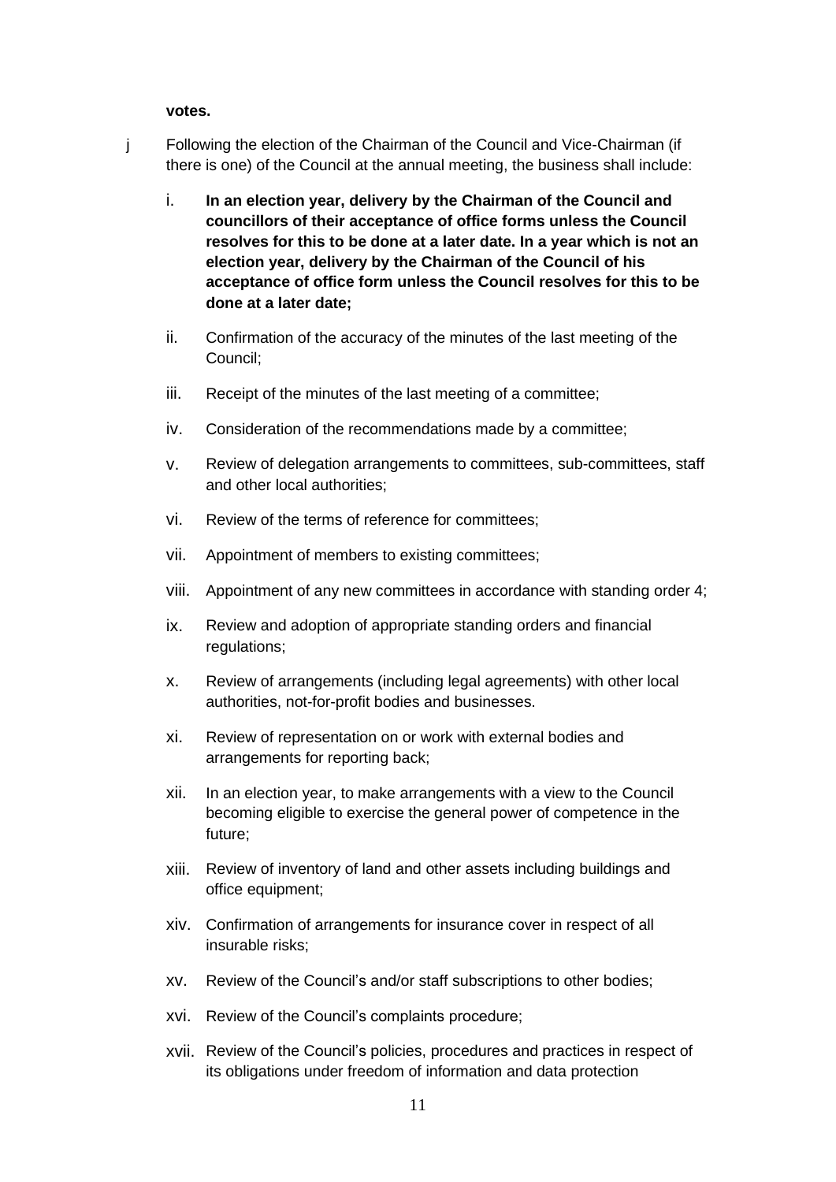**votes.**

j Following the election of the Chairman of the Council and Vice-Chairman (if there is one) of the Council at the annual meeting, the business shall include:

i. **In an election year, delivery by the Chairman of the Council and councillors of their acceptance of office forms unless the Council resolves for this to be done at a later date. In a year which is not an election year, delivery by the Chairman of the Council of his acceptance of office form unless the Council resolves for this to be done at a later date;**

ii. Confirmation of the accuracy of the minutes of the last meeting of the Council;

iii. Receipt of the minutes of the last meeting of a committee;

iv. Consideration of the recommendations made by a committee;

v. Review of delegation arrangements to committees, sub-committees, staff and other local authorities;

vi. Review of the terms of reference for committees;

vii. Appointment of members to existing committees;

viii. Appointment of any new committees in accordance with standing order 4;

ix. Review and adoption of appropriate standing orders and financial regulations;

x. Review of arrangements (including legal agreements) with other local authorities, not-for-profit bodies and businesses.

xi. Review of representation on or work with external bodies and arrangements for reporting back;

xii. In an election year, to make arrangements with a view to the Council becoming eligible to exercise the general power of competence in the future;

xiii. Review of inventory of land and other assets including buildings and office equipment;

xiv. Confirmation of arrangements for insurance cover in respect of all insurable risks;

xv. Review of the Council's and/or staff subscriptions to other bodies;

xvi. Review of the Council's complaints procedure;

xvii. Review of the Council's policies, procedures and practices in respect of its obligations under freedom of information and data protection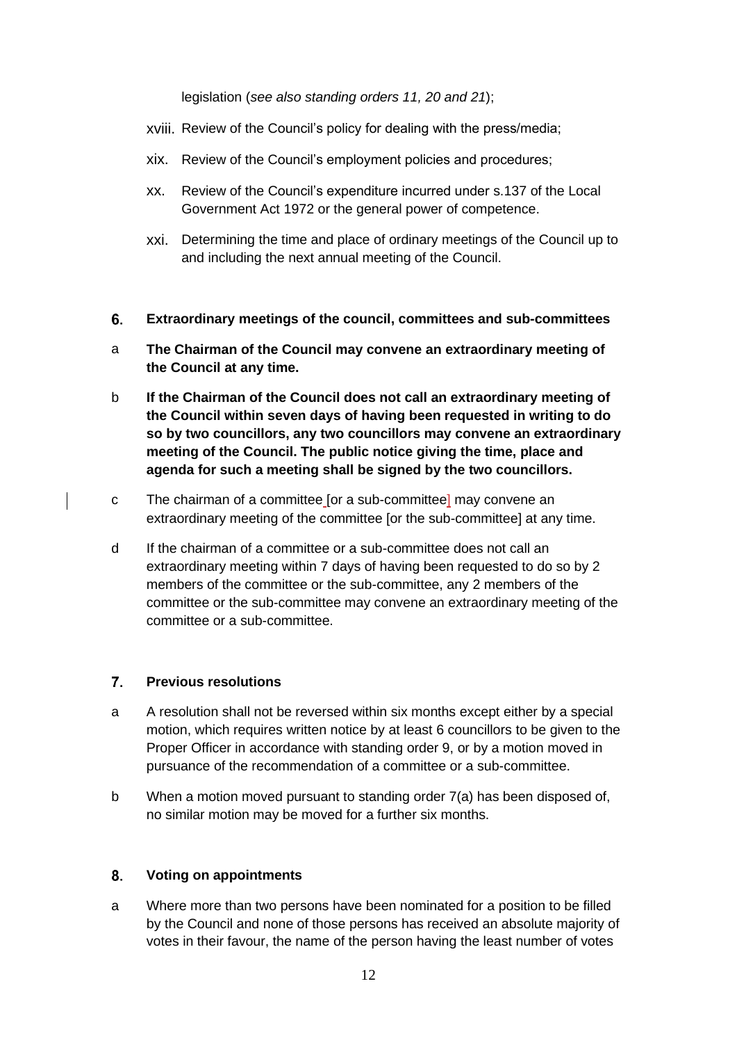legislation (*see also standing orders 11, 20 and 21*);

xviii. Review of the Council's policy for dealing with the press/media;

xix. Review of the Council's employment policies and procedures;

xx. Review of the Council's expenditure incurred under s.137 of the Local Government Act 1972 or the general power of competence.

xxi. Determining the time and place of ordinary meetings of the Council up to and including the next annual meeting of the Council.

## 6. Extraordinary meetings of the council, committees and sub-committees

a **The Chairman of the Council may convene an extraordinary meeting of the Council at any time.**

b **If the Chairman of the Council does not call an extraordinary meeting of the Council within seven days of having been requested in writing to do so by two councillors, any two councillors may convene an extraordinary meeting of the Council. The public notice giving the time, place and agenda for such a meeting shall be signed by the two councillors.**

c The chairman of a committee [or a sub-committee] may convene an extraordinary meeting of the committee [or the sub-committee] at any time.

d If the chairman of a committee or a sub-committee does not call an extraordinary meeting within 7 days of having been requested to do so by 2 members of the committee or the sub-committee, any 2 members of the committee or the sub-committee may convene an extraordinary meeting of the committee or a sub-committee.

## 7. Previous resolutions

a A resolution shall not be reversed within six months except either by a special motion, which requires written notice by at least 6 councillors to be given to the Proper Officer in accordance with standing order 9, or by a motion moved in pursuance of the recommendation of a committee or a sub-committee.

b When a motion moved pursuant to standing order 7(a) has been disposed of, no similar motion may be moved for a further six months.

## 8. Voting on appointments

a Where more than two persons have been nominated for a position to be filled by the Council and none of those persons has received an absolute majority of votes in their favour, the name of the person having the least number of votes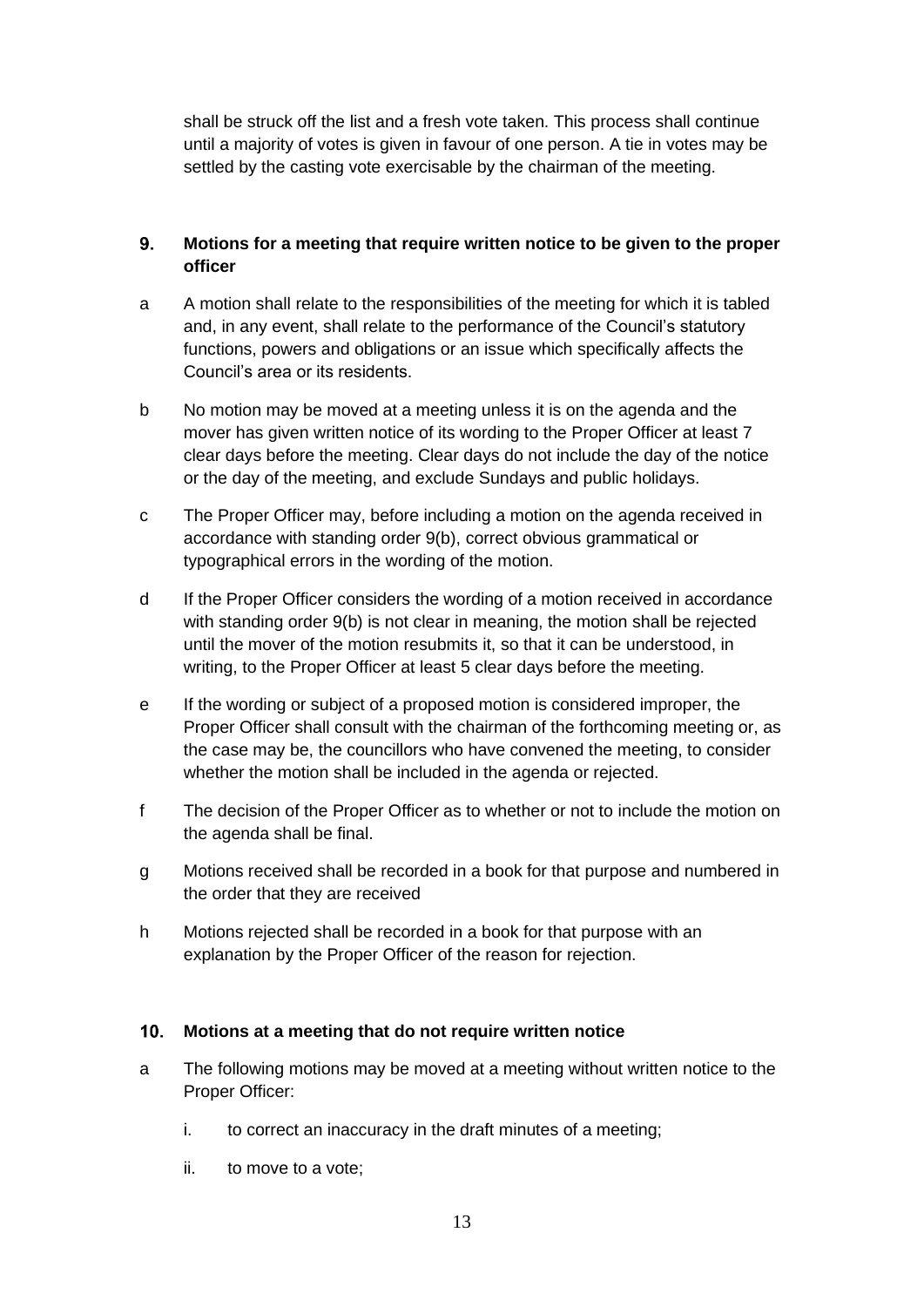shall be struck off the list and a fresh vote taken. This process shall continue until a majority of votes is given in favour of one person. A tie in votes may be settled by the casting vote exercisable by the chairman of the meeting.

## 9. Motions for a meeting that require written notice to be given to the proper officer

a A motion shall relate to the responsibilities of the meeting for which it is tabled and, in any event, shall relate to the performance of the Council's statutory functions, powers and obligations or an issue which specifically affects the Council's area or its residents.

b No motion may be moved at a meeting unless it is on the agenda and the mover has given written notice of its wording to the Proper Officer at least 7 clear days before the meeting. Clear days do not include the day of the notice or the day of the meeting, and exclude Sundays and public holidays.

c The Proper Officer may, before including a motion on the agenda received in accordance with standing order 9(b), correct obvious grammatical or typographical errors in the wording of the motion.

d If the Proper Officer considers the wording of a motion received in accordance with standing order 9(b) is not clear in meaning, the motion shall be rejected until the mover of the motion resubmits it, so that it can be understood, in writing, to the Proper Officer at least 5 clear days before the meeting.

e If the wording or subject of a proposed motion is considered improper, the Proper Officer shall consult with the chairman of the forthcoming meeting or, as the case may be, the councillors who have convened the meeting, to consider whether the motion shall be included in the agenda or rejected.

f The decision of the Proper Officer as to whether or not to include the motion on the agenda shall be final.

g Motions received shall be recorded in a book for that purpose and numbered in the order that they are received

h Motions rejected shall be recorded in a book for that purpose with an explanation by the Proper Officer of the reason for rejection.

## 10. Motions at a meeting that do not require written notice

a The following motions may be moved at a meeting without written notice to the Proper Officer:

   i. to correct an inaccuracy in the draft minutes of a meeting;

   ii. to move to a vote;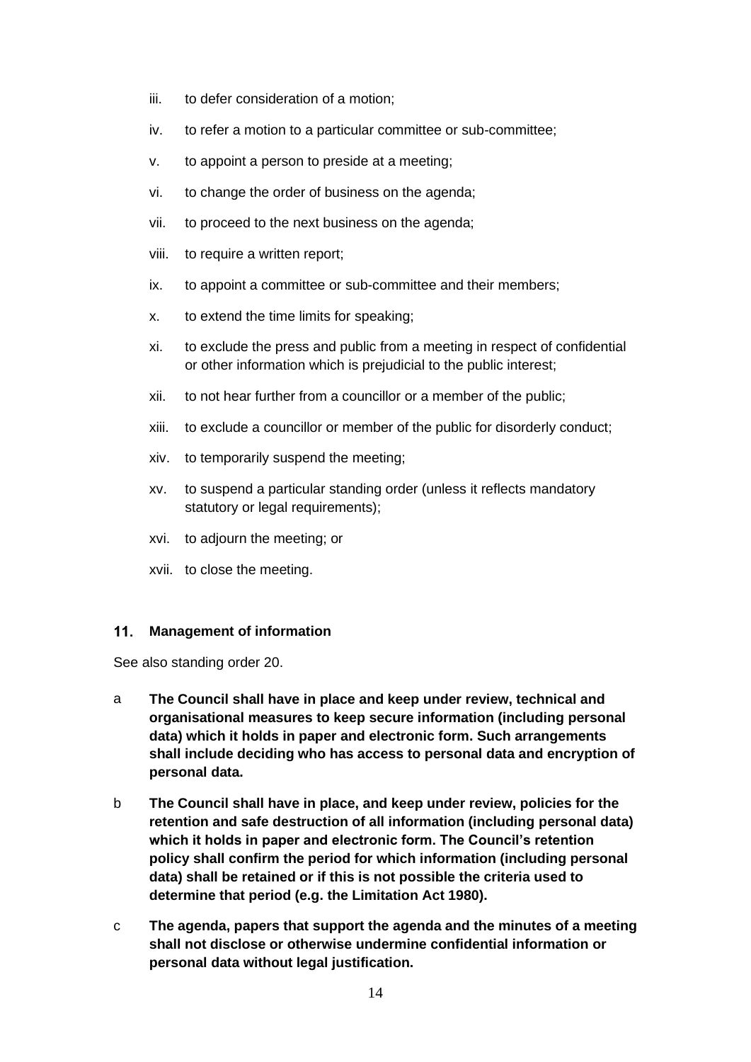iii. to defer consideration of a motion;

iv. to refer a motion to a particular committee or sub-committee;

v. to appoint a person to preside at a meeting;

vi. to change the order of business on the agenda;

vii. to proceed to the next business on the agenda;

viii. to require a written report;

ix. to appoint a committee or sub-committee and their members;

x. to extend the time limits for speaking;

xi. to exclude the press and public from a meeting in respect of confidential or other information which is prejudicial to the public interest;

xii. to not hear further from a councillor or a member of the public;

xiii. to exclude a councillor or member of the public for disorderly conduct;

xiv. to temporarily suspend the meeting;

xv. to suspend a particular standing order (unless it reflects mandatory statutory or legal requirements);

xvi. to adjourn the meeting; or

xvii. to close the meeting.

## 11. Management of information

See also standing order 20.

a **The Council shall have in place and keep under review, technical and organisational measures to keep secure information (including personal data) which it holds in paper and electronic form. Such arrangements shall include deciding who has access to personal data and encryption of personal data.**

b **The Council shall have in place, and keep under review, policies for the retention and safe destruction of all information (including personal data) which it holds in paper and electronic form. The Council's retention policy shall confirm the period for which information (including personal data) shall be retained or if this is not possible the criteria used to determine that period (e.g. the Limitation Act 1980).**

c **The agenda, papers that support the agenda and the minutes of a meeting shall not disclose or otherwise undermine confidential information or personal data without legal justification.**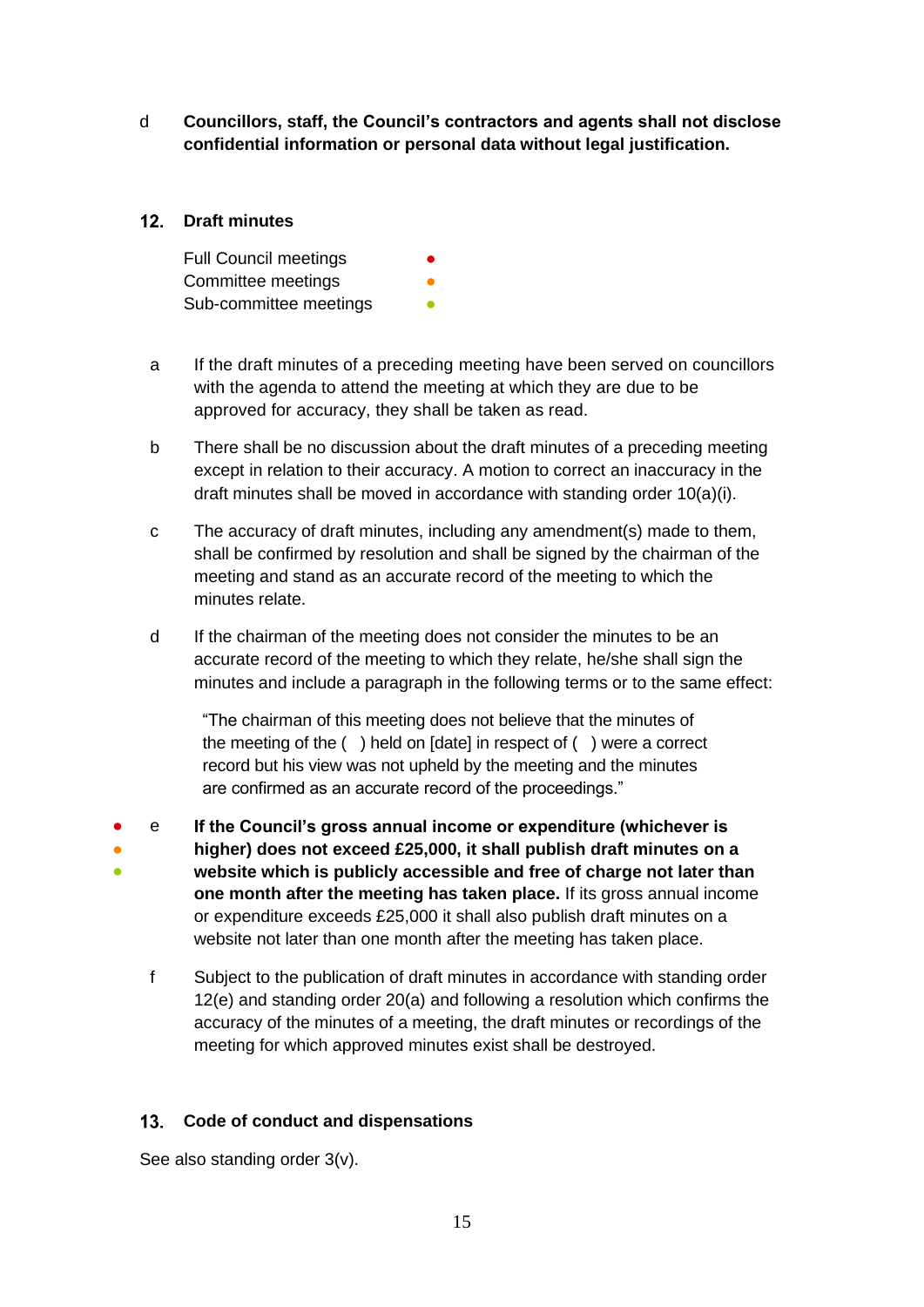d **Councillors, staff, the Council's contractors and agents shall not disclose confidential information or personal data without legal justification.**

## 12. Draft minutes

Full Council meetings ●
Committee meetings ●
Sub-committee meetings ●

a If the draft minutes of a preceding meeting have been served on councillors with the agenda to attend the meeting at which they are due to be approved for accuracy, they shall be taken as read.

b There shall be no discussion about the draft minutes of a preceding meeting except in relation to their accuracy. A motion to correct an inaccuracy in the draft minutes shall be moved in accordance with standing order 10(a)(i).

c The accuracy of draft minutes, including any amendment(s) made to them, shall be confirmed by resolution and shall be signed by the chairman of the meeting and stand as an accurate record of the meeting to which the minutes relate.

d If the chairman of the meeting does not consider the minutes to be an accurate record of the meeting to which they relate, he/she shall sign the minutes and include a paragraph in the following terms or to the same effect:

> "The chairman of this meeting does not believe that the minutes of the meeting of the ( ) held on [date] in respect of ( ) were a correct record but his view was not upheld by the meeting and the minutes are confirmed as an accurate record of the proceedings."

● ● ● e **If the Council's gross annual income or expenditure (whichever is higher) does not exceed £25,000, it shall publish draft minutes on a website which is publicly accessible and free of charge not later than one month after the meeting has taken place.** If its gross annual income or expenditure exceeds £25,000 it shall also publish draft minutes on a website not later than one month after the meeting has taken place.

f Subject to the publication of draft minutes in accordance with standing order 12(e) and standing order 20(a) and following a resolution which confirms the accuracy of the minutes of a meeting, the draft minutes or recordings of the meeting for which approved minutes exist shall be destroyed.

## 13. Code of conduct and dispensations

See also standing order 3(v).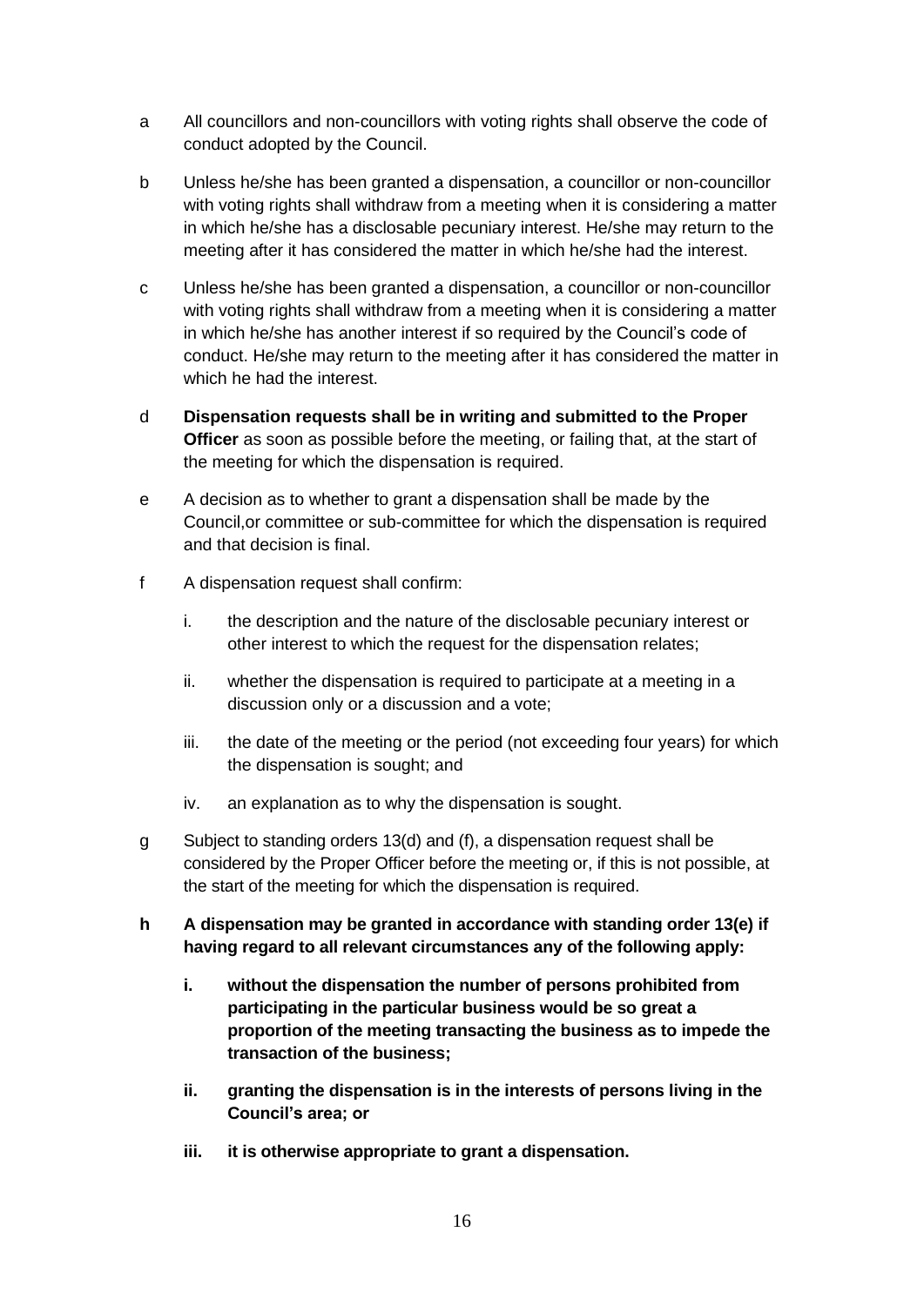a All councillors and non-councillors with voting rights shall observe the code of conduct adopted by the Council.

b Unless he/she has been granted a dispensation, a councillor or non-councillor with voting rights shall withdraw from a meeting when it is considering a matter in which he/she has a disclosable pecuniary interest. He/she may return to the meeting after it has considered the matter in which he/she had the interest.

c Unless he/she has been granted a dispensation, a councillor or non-councillor with voting rights shall withdraw from a meeting when it is considering a matter in which he/she has another interest if so required by the Council's code of conduct. He/she may return to the meeting after it has considered the matter in which he had the interest.

d **Dispensation requests shall be in writing and submitted to the Proper Officer** as soon as possible before the meeting, or failing that, at the start of the meeting for which the dispensation is required.

e A decision as to whether to grant a dispensation shall be made by the Council,or committee or sub-committee for which the dispensation is required and that decision is final.

f A dispensation request shall confirm:

   i. the description and the nature of the disclosable pecuniary interest or other interest to which the request for the dispensation relates;

   ii. whether the dispensation is required to participate at a meeting in a discussion only or a discussion and a vote;

   iii. the date of the meeting or the period (not exceeding four years) for which the dispensation is sought; and

   iv. an explanation as to why the dispensation is sought.

g Subject to standing orders 13(d) and (f), a dispensation request shall be considered by the Proper Officer before the meeting or, if this is not possible, at the start of the meeting for which the dispensation is required.

**h A dispensation may be granted in accordance with standing order 13(e) if having regard to all relevant circumstances any of the following apply:**

   **i. without the dispensation the number of persons prohibited from participating in the particular business would be so great a proportion of the meeting transacting the business as to impede the transaction of the business;**

   **ii. granting the dispensation is in the interests of persons living in the Council's area; or**

   **iii. it is otherwise appropriate to grant a dispensation.**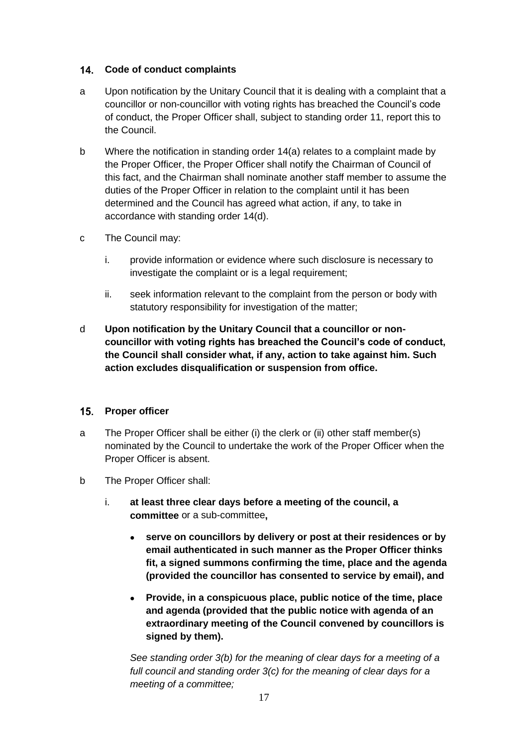## 14. Code of conduct complaints

a Upon notification by the Unitary Council that it is dealing with a complaint that a councillor or non-councillor with voting rights has breached the Council's code of conduct, the Proper Officer shall, subject to standing order 11, report this to the Council.

b Where the notification in standing order 14(a) relates to a complaint made by the Proper Officer, the Proper Officer shall notify the Chairman of Council of this fact, and the Chairman shall nominate another staff member to assume the duties of the Proper Officer in relation to the complaint until it has been determined and the Council has agreed what action, if any, to take in accordance with standing order 14(d).

c The Council may:

   i. provide information or evidence where such disclosure is necessary to investigate the complaint or is a legal requirement;

   ii. seek information relevant to the complaint from the person or body with statutory responsibility for investigation of the matter;

d **Upon notification by the Unitary Council that a councillor or non-councillor with voting rights has breached the Council's code of conduct, the Council shall consider what, if any, action to take against him. Such action excludes disqualification or suspension from office.**

## 15. Proper officer

a The Proper Officer shall be either (i) the clerk or (ii) other staff member(s) nominated by the Council to undertake the work of the Proper Officer when the Proper Officer is absent.

b The Proper Officer shall:

   i. **at least three clear days before a meeting of the council, a committee** or a sub-committee**,**

      - **serve on councillors by delivery or post at their residences or by email authenticated in such manner as the Proper Officer thinks fit, a signed summons confirming the time, place and the agenda (provided the councillor has consented to service by email), and**
      - **Provide, in a conspicuous place, public notice of the time, place and agenda (provided that the public notice with agenda of an extraordinary meeting of the Council convened by councillors is signed by them).**

      *See standing order 3(b) for the meaning of clear days for a meeting of a full council and standing order 3(c) for the meaning of clear days for a meeting of a committee;*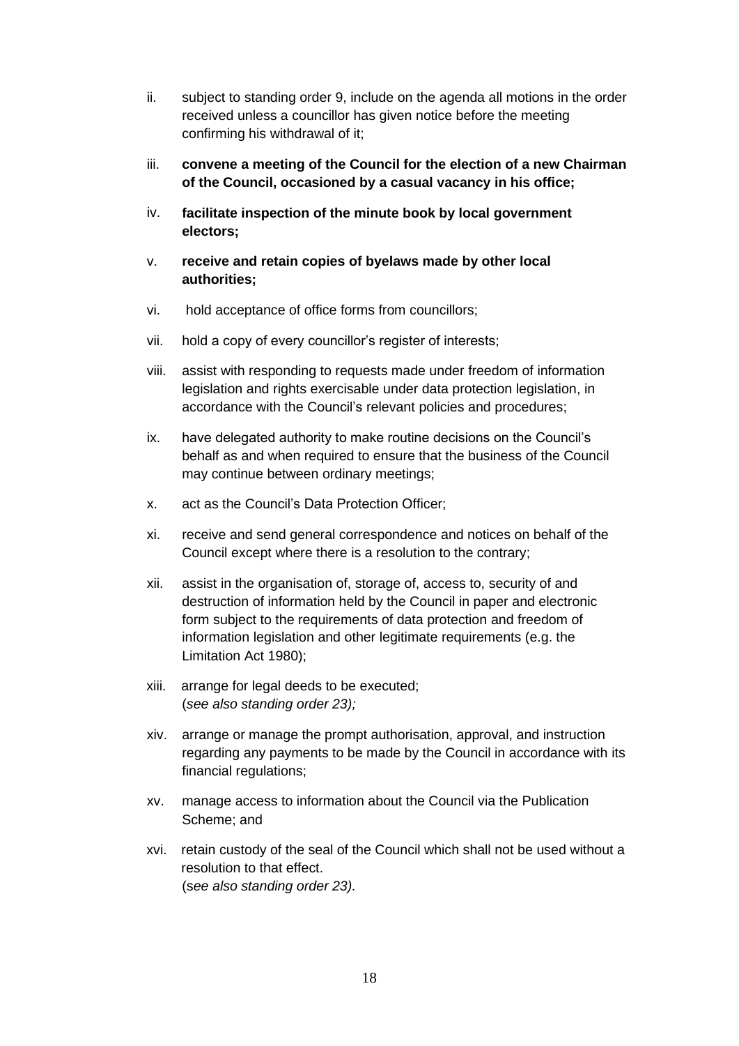ii. subject to standing order 9, include on the agenda all motions in the order received unless a councillor has given notice before the meeting confirming his withdrawal of it;

iii. **convene a meeting of the Council for the election of a new Chairman of the Council, occasioned by a casual vacancy in his office;**

iv. **facilitate inspection of the minute book by local government electors;**

v. **receive and retain copies of byelaws made by other local authorities;**

vi. hold acceptance of office forms from councillors;

vii. hold a copy of every councillor's register of interests;

viii. assist with responding to requests made under freedom of information legislation and rights exercisable under data protection legislation, in accordance with the Council's relevant policies and procedures;

ix. have delegated authority to make routine decisions on the Council's behalf as and when required to ensure that the business of the Council may continue between ordinary meetings;

x. act as the Council's Data Protection Officer;

xi. receive and send general correspondence and notices on behalf of the Council except where there is a resolution to the contrary;

xii. assist in the organisation of, storage of, access to, security of and destruction of information held by the Council in paper and electronic form subject to the requirements of data protection and freedom of information legislation and other legitimate requirements (e.g. the Limitation Act 1980);

xiii. arrange for legal deeds to be executed;
(*see also standing order 23);*

xiv. arrange or manage the prompt authorisation, approval, and instruction regarding any payments to be made by the Council in accordance with its financial regulations;

xv. manage access to information about the Council via the Publication Scheme; and

xvi. retain custody of the seal of the Council which shall not be used without a resolution to that effect.
(*see also standing order 23).*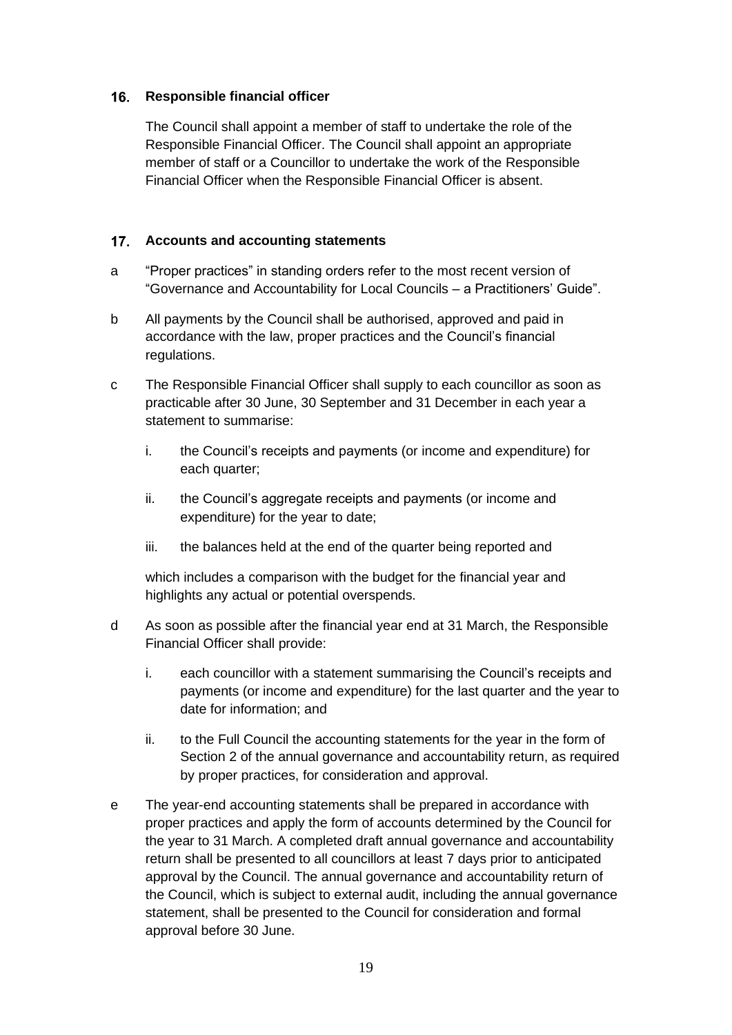## 16. Responsible financial officer

The Council shall appoint a member of staff to undertake the role of the Responsible Financial Officer. The Council shall appoint an appropriate member of staff or a Councillor to undertake the work of the Responsible Financial Officer when the Responsible Financial Officer is absent.

## 17. Accounts and accounting statements

a "Proper practices" in standing orders refer to the most recent version of "Governance and Accountability for Local Councils – a Practitioners' Guide".

b All payments by the Council shall be authorised, approved and paid in accordance with the law, proper practices and the Council's financial regulations.

c The Responsible Financial Officer shall supply to each councillor as soon as practicable after 30 June, 30 September and 31 December in each year a statement to summarise:

   i. the Council's receipts and payments (or income and expenditure) for each quarter;

   ii. the Council's aggregate receipts and payments (or income and expenditure) for the year to date;

   iii. the balances held at the end of the quarter being reported and

   which includes a comparison with the budget for the financial year and highlights any actual or potential overspends.

d As soon as possible after the financial year end at 31 March, the Responsible Financial Officer shall provide:

   i. each councillor with a statement summarising the Council's receipts and payments (or income and expenditure) for the last quarter and the year to date for information; and

   ii. to the Full Council the accounting statements for the year in the form of Section 2 of the annual governance and accountability return, as required by proper practices, for consideration and approval.

e The year-end accounting statements shall be prepared in accordance with proper practices and apply the form of accounts determined by the Council for the year to 31 March. A completed draft annual governance and accountability return shall be presented to all councillors at least 7 days prior to anticipated approval by the Council. The annual governance and accountability return of the Council, which is subject to external audit, including the annual governance statement, shall be presented to the Council for consideration and formal approval before 30 June.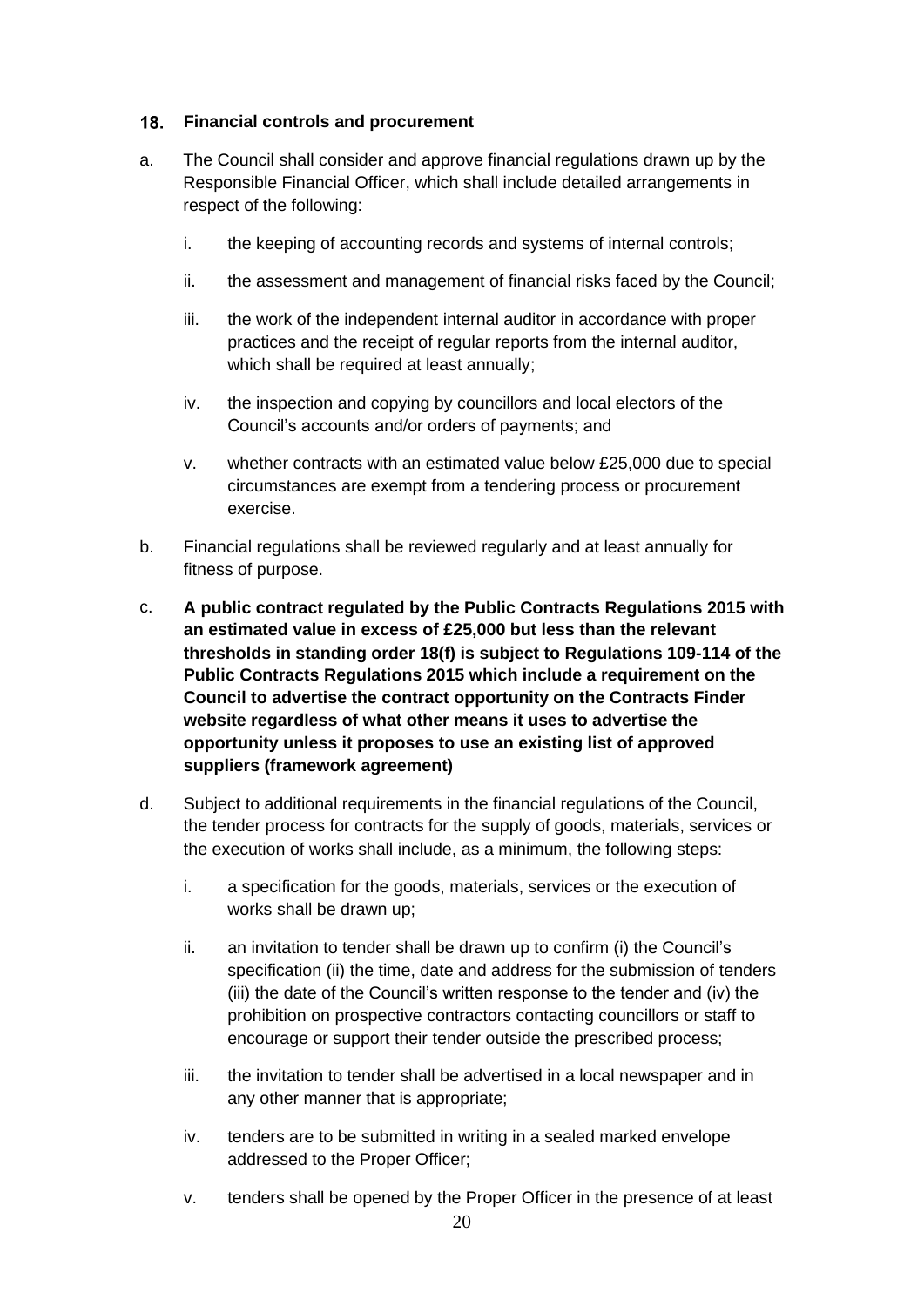## 18. Financial controls and procurement

a. The Council shall consider and approve financial regulations drawn up by the Responsible Financial Officer, which shall include detailed arrangements in respect of the following:

   i. the keeping of accounting records and systems of internal controls;

   ii. the assessment and management of financial risks faced by the Council;

   iii. the work of the independent internal auditor in accordance with proper practices and the receipt of regular reports from the internal auditor, which shall be required at least annually;

   iv. the inspection and copying by councillors and local electors of the Council's accounts and/or orders of payments; and

   v. whether contracts with an estimated value below £25,000 due to special circumstances are exempt from a tendering process or procurement exercise.

b. Financial regulations shall be reviewed regularly and at least annually for fitness of purpose.

c. **A public contract regulated by the Public Contracts Regulations 2015 with an estimated value in excess of £25,000 but less than the relevant thresholds in standing order 18(f) is subject to Regulations 109-114 of the Public Contracts Regulations 2015 which include a requirement on the Council to advertise the contract opportunity on the Contracts Finder website regardless of what other means it uses to advertise the opportunity unless it proposes to use an existing list of approved suppliers (framework agreement)**

d. Subject to additional requirements in the financial regulations of the Council, the tender process for contracts for the supply of goods, materials, services or the execution of works shall include, as a minimum, the following steps:

   i. a specification for the goods, materials, services or the execution of works shall be drawn up;

   ii. an invitation to tender shall be drawn up to confirm (i) the Council's specification (ii) the time, date and address for the submission of tenders (iii) the date of the Council's written response to the tender and (iv) the prohibition on prospective contractors contacting councillors or staff to encourage or support their tender outside the prescribed process;

   iii. the invitation to tender shall be advertised in a local newspaper and in any other manner that is appropriate;

   iv. tenders are to be submitted in writing in a sealed marked envelope addressed to the Proper Officer;

   v. tenders shall be opened by the Proper Officer in the presence of at least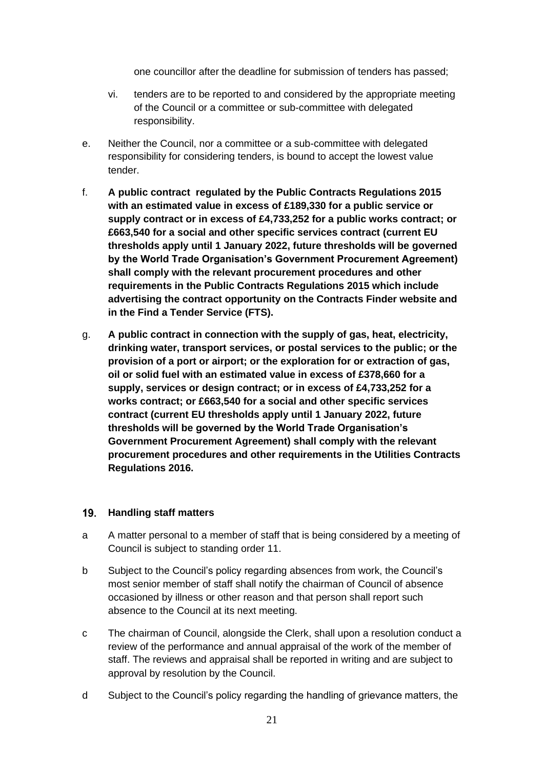one councillor after the deadline for submission of tenders has passed;

vi. tenders are to be reported to and considered by the appropriate meeting of the Council or a committee or sub-committee with delegated responsibility.

e. Neither the Council, nor a committee or a sub-committee with delegated responsibility for considering tenders, is bound to accept the lowest value tender.

f. **A public contract regulated by the Public Contracts Regulations 2015 with an estimated value in excess of £189,330 for a public service or supply contract or in excess of £4,733,252 for a public works contract; or £663,540 for a social and other specific services contract (current EU thresholds apply until 1 January 2022, future thresholds will be governed by the World Trade Organisation's Government Procurement Agreement) shall comply with the relevant procurement procedures and other requirements in the Public Contracts Regulations 2015 which include advertising the contract opportunity on the Contracts Finder website and in the Find a Tender Service (FTS).**

g. **A public contract in connection with the supply of gas, heat, electricity, drinking water, transport services, or postal services to the public; or the provision of a port or airport; or the exploration for or extraction of gas, oil or solid fuel with an estimated value in excess of £378,660 for a supply, services or design contract; or in excess of £4,733,252 for a works contract; or £663,540 for a social and other specific services contract (current EU thresholds apply until 1 January 2022, future thresholds will be governed by the World Trade Organisation's Government Procurement Agreement) shall comply with the relevant procurement procedures and other requirements in the Utilities Contracts Regulations 2016.**

## 19. Handling staff matters

a A matter personal to a member of staff that is being considered by a meeting of Council is subject to standing order 11.

b Subject to the Council's policy regarding absences from work, the Council's most senior member of staff shall notify the chairman of Council of absence occasioned by illness or other reason and that person shall report such absence to the Council at its next meeting.

c The chairman of Council, alongside the Clerk, shall upon a resolution conduct a review of the performance and annual appraisal of the work of the member of staff. The reviews and appraisal shall be reported in writing and are subject to approval by resolution by the Council.

d Subject to the Council's policy regarding the handling of grievance matters, the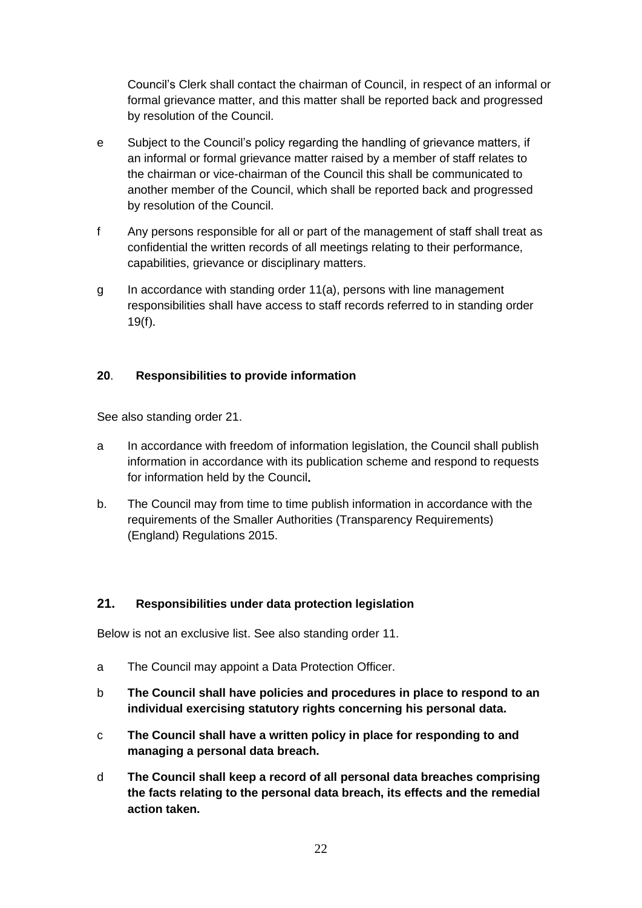Council's Clerk shall contact the chairman of Council, in respect of an informal or formal grievance matter, and this matter shall be reported back and progressed by resolution of the Council.

e Subject to the Council's policy regarding the handling of grievance matters, if an informal or formal grievance matter raised by a member of staff relates to the chairman or vice-chairman of the Council this shall be communicated to another member of the Council, which shall be reported back and progressed by resolution of the Council.

f Any persons responsible for all or part of the management of staff shall treat as confidential the written records of all meetings relating to their performance, capabilities, grievance or disciplinary matters.

g In accordance with standing order 11(a), persons with line management responsibilities shall have access to staff records referred to in standing order 19(f).

## **20**. Responsibilities to provide information

See also standing order 21.

a In accordance with freedom of information legislation, the Council shall publish information in accordance with its publication scheme and respond to requests for information held by the Council**.**

b. The Council may from time to time publish information in accordance with the requirements of the Smaller Authorities (Transparency Requirements) (England) Regulations 2015.

## 21. Responsibilities under data protection legislation

Below is not an exclusive list. See also standing order 11.

a The Council may appoint a Data Protection Officer.

b **The Council shall have policies and procedures in place to respond to an individual exercising statutory rights concerning his personal data.**

c **The Council shall have a written policy in place for responding to and managing a personal data breach.**

d **The Council shall keep a record of all personal data breaches comprising the facts relating to the personal data breach, its effects and the remedial action taken.**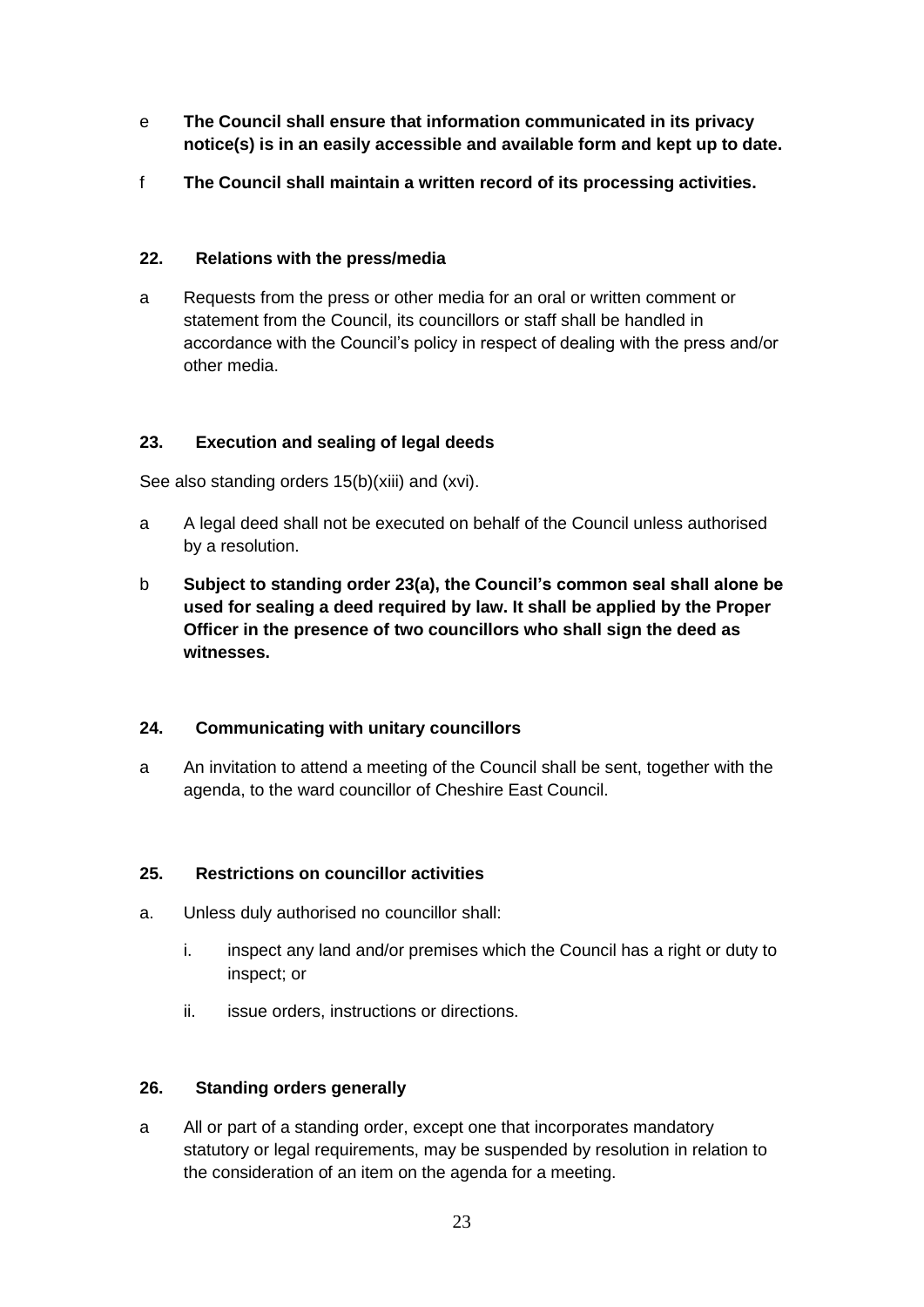e **The Council shall ensure that information communicated in its privacy notice(s) is in an easily accessible and available form and kept up to date.**

f **The Council shall maintain a written record of its processing activities.**

### 22. Relations with the press/media

a Requests from the press or other media for an oral or written comment or statement from the Council, its councillors or staff shall be handled in accordance with the Council's policy in respect of dealing with the press and/or other media.

### 23. Execution and sealing of legal deeds

See also standing orders 15(b)(xiii) and (xvi).

a A legal deed shall not be executed on behalf of the Council unless authorised by a resolution.

b **Subject to standing order 23(a), the Council's common seal shall alone be used for sealing a deed required by law. It shall be applied by the Proper Officer in the presence of two councillors who shall sign the deed as witnesses.**

### 24. Communicating with unitary councillors

a An invitation to attend a meeting of the Council shall be sent, together with the agenda, to the ward councillor of Cheshire East Council.

### 25. Restrictions on councillor activities

a. Unless duly authorised no councillor shall:

   i. inspect any land and/or premises which the Council has a right or duty to inspect; or

   ii. issue orders, instructions or directions.

### 26. Standing orders generally

a All or part of a standing order, except one that incorporates mandatory statutory or legal requirements, may be suspended by resolution in relation to the consideration of an item on the agenda for a meeting.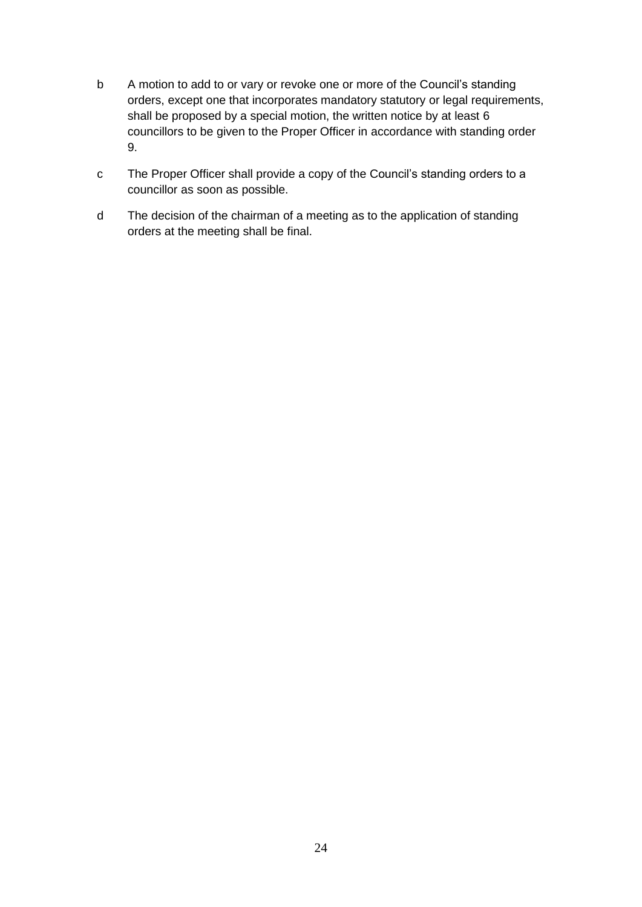b A motion to add to or vary or revoke one or more of the Council's standing orders, except one that incorporates mandatory statutory or legal requirements, shall be proposed by a special motion, the written notice by at least 6 councillors to be given to the Proper Officer in accordance with standing order 9.

c The Proper Officer shall provide a copy of the Council's standing orders to a councillor as soon as possible.

d The decision of the chairman of a meeting as to the application of standing orders at the meeting shall be final.